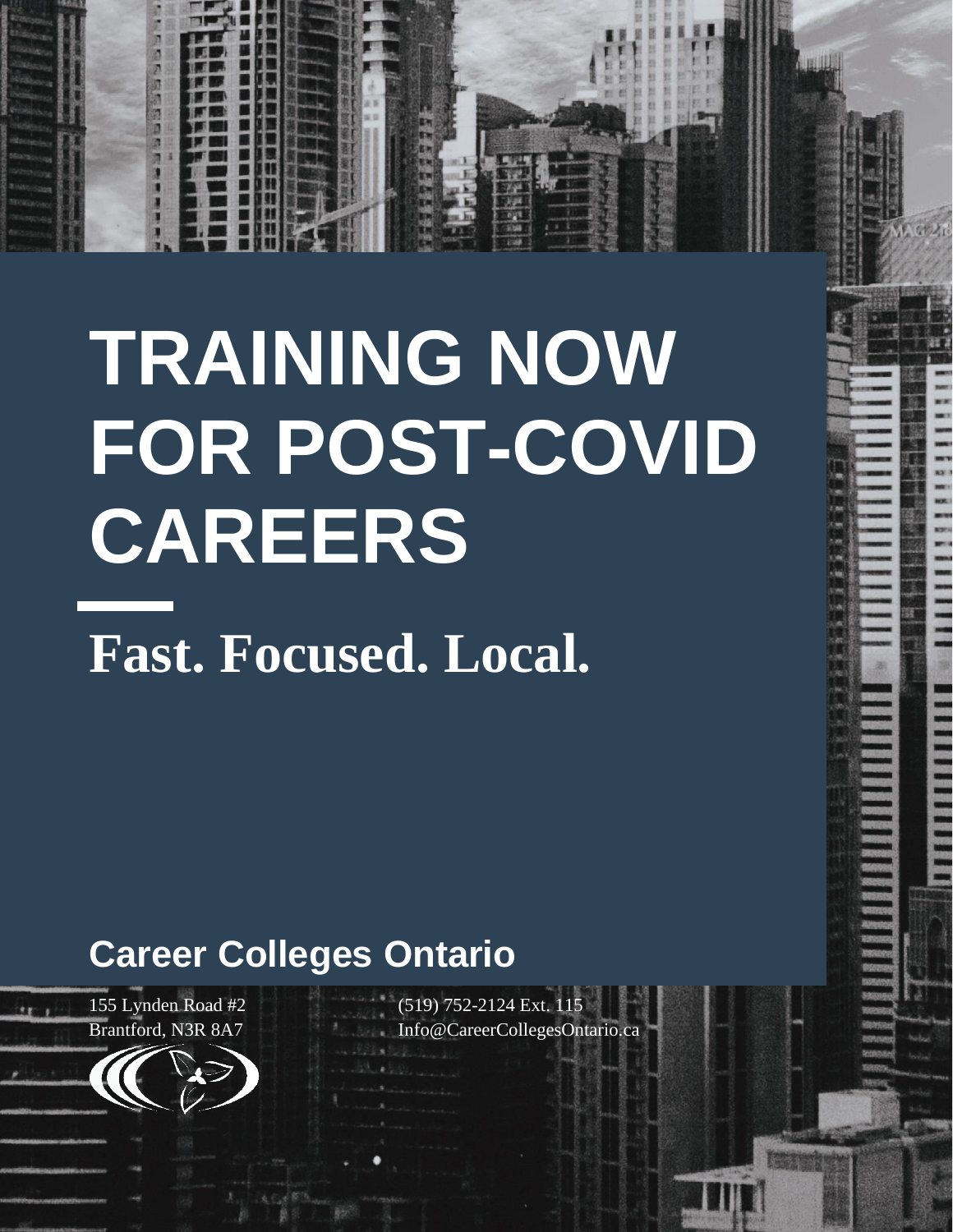# TRAINING NOW FOR POST-COVID CAREERS

**Fast. Focused. Local.**

## Career Colleges Ontario

155 Lynden Road #2
Brantford, N3R 8A7

(519) 752-2124 Ext. 115
Info@CareerCollegesOntario.ca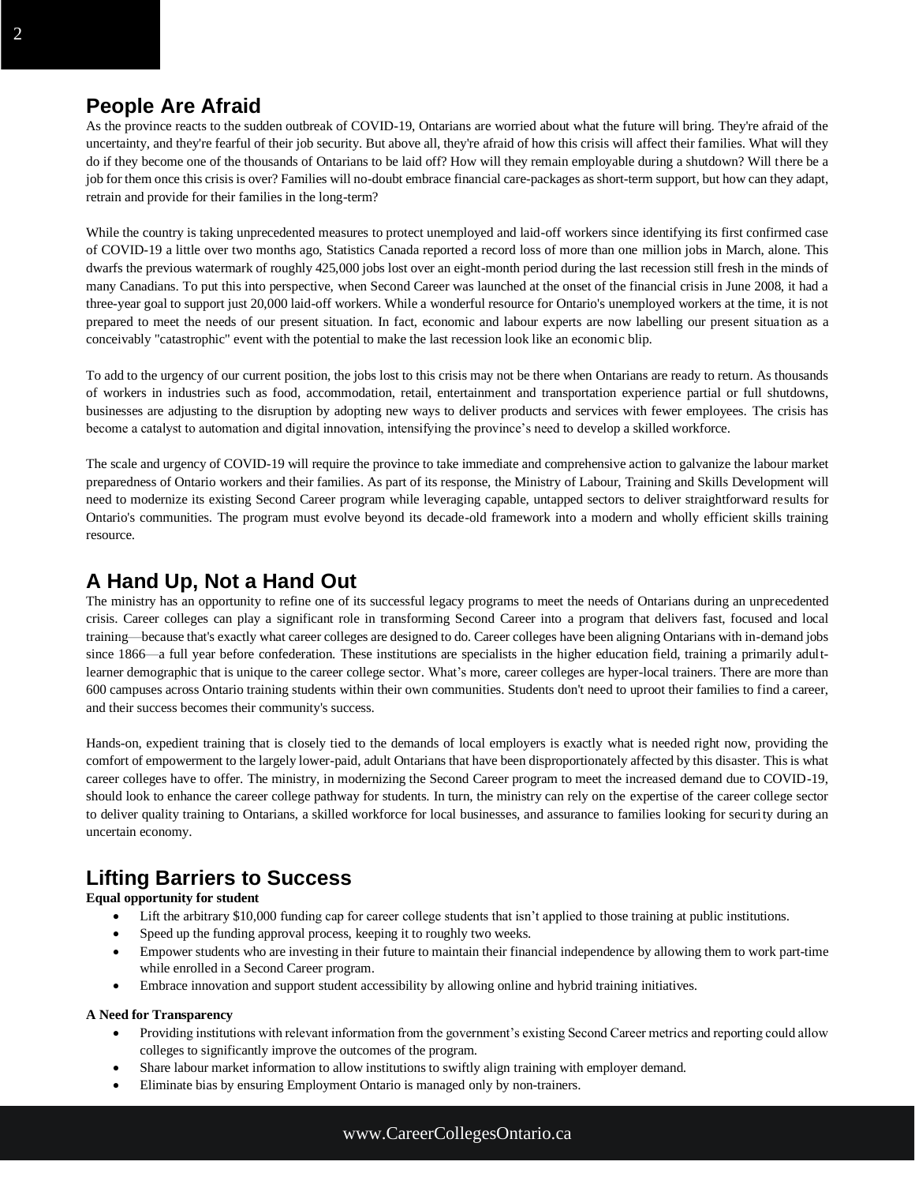## People Are Afraid

As the province reacts to the sudden outbreak of COVID-19, Ontarians are worried about what the future will bring. They're afraid of the uncertainty, and they're fearful of their job security. But above all, they're afraid of how this crisis will affect their families. What will they do if they become one of the thousands of Ontarians to be laid off? How will they remain employable during a shutdown? Will there be a job for them once this crisis is over? Families will no-doubt embrace financial care-packages as short-term support, but how can they adapt, retrain and provide for their families in the long-term?

While the country is taking unprecedented measures to protect unemployed and laid-off workers since identifying its first confirmed case of COVID-19 a little over two months ago, Statistics Canada reported a record loss of more than one million jobs in March, alone. This dwarfs the previous watermark of roughly 425,000 jobs lost over an eight-month period during the last recession still fresh in the minds of many Canadians. To put this into perspective, when Second Career was launched at the onset of the financial crisis in June 2008, it had a three-year goal to support just 20,000 laid-off workers. While a wonderful resource for Ontario's unemployed workers at the time, it is not prepared to meet the needs of our present situation. In fact, economic and labour experts are now labelling our present situation as a conceivably "catastrophic" event with the potential to make the last recession look like an economic blip.

To add to the urgency of our current position, the jobs lost to this crisis may not be there when Ontarians are ready to return. As thousands of workers in industries such as food, accommodation, retail, entertainment and transportation experience partial or full shutdowns, businesses are adjusting to the disruption by adopting new ways to deliver products and services with fewer employees. The crisis has become a catalyst to automation and digital innovation, intensifying the province's need to develop a skilled workforce.

The scale and urgency of COVID-19 will require the province to take immediate and comprehensive action to galvanize the labour market preparedness of Ontario workers and their families. As part of its response, the Ministry of Labour, Training and Skills Development will need to modernize its existing Second Career program while leveraging capable, untapped sectors to deliver straightforward results for Ontario's communities. The program must evolve beyond its decade-old framework into a modern and wholly efficient skills training resource.

## A Hand Up, Not a Hand Out

The ministry has an opportunity to refine one of its successful legacy programs to meet the needs of Ontarians during an unprecedented crisis. Career colleges can play a significant role in transforming Second Career into a program that delivers fast, focused and local training—because that's exactly what career colleges are designed to do. Career colleges have been aligning Ontarians with in-demand jobs since 1866—a full year before confederation. These institutions are specialists in the higher education field, training a primarily adult-learner demographic that is unique to the career college sector. What's more, career colleges are hyper-local trainers. There are more than 600 campuses across Ontario training students within their own communities. Students don't need to uproot their families to find a career, and their success becomes their community's success.

Hands-on, expedient training that is closely tied to the demands of local employers is exactly what is needed right now, providing the comfort of empowerment to the largely lower-paid, adult Ontarians that have been disproportionately affected by this disaster. This is what career colleges have to offer. The ministry, in modernizing the Second Career program to meet the increased demand due to COVID-19, should look to enhance the career college pathway for students. In turn, the ministry can rely on the expertise of the career college sector to deliver quality training to Ontarians, a skilled workforce for local businesses, and assurance to families looking for security during an uncertain economy.

## Lifting Barriers to Success

**Equal opportunity for student**

- Lift the arbitrary $10,000 funding cap for career college students that isn't applied to those training at public institutions.
- Speed up the funding approval process, keeping it to roughly two weeks.
- Empower students who are investing in their future to maintain their financial independence by allowing them to work part-time while enrolled in a Second Career program.
- Embrace innovation and support student accessibility by allowing online and hybrid training initiatives.

**A Need for Transparency**

- Providing institutions with relevant information from the government's existing Second Career metrics and reporting could allow colleges to significantly improve the outcomes of the program.
- Share labour market information to allow institutions to swiftly align training with employer demand.
- Eliminate bias by ensuring Employment Ontario is managed only by non-trainers.